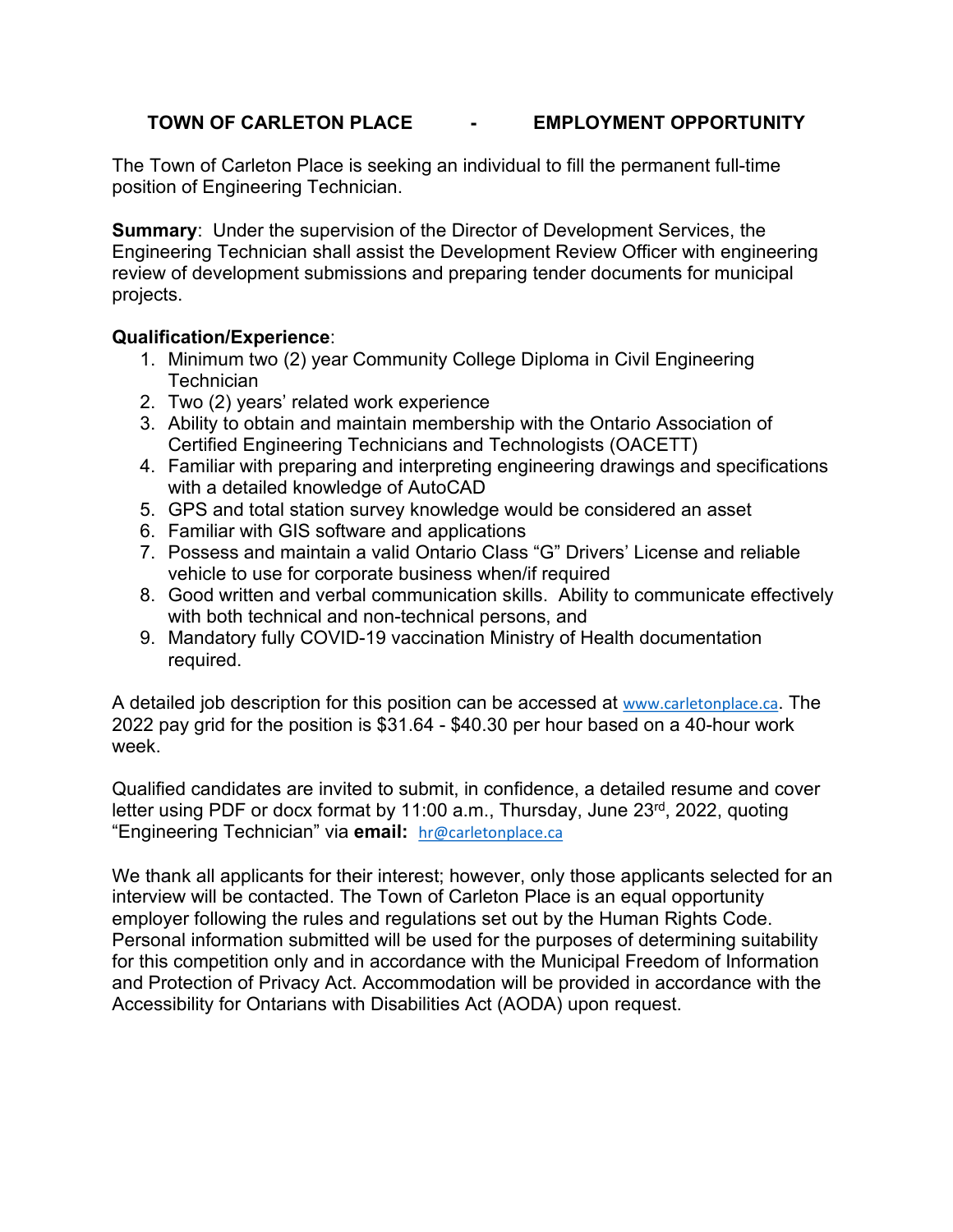# TOWN OF CARLETON PLACE - EMPLOYMENT OPPORTUNITY

The Town of Carleton Place is seeking an individual to fill the permanent full-time position of Engineering Technician.

**Summary**: Under the supervision of the Director of Development Services, the Engineering Technician shall assist the Development Review Officer with engineering review of development submissions and preparing tender documents for municipal projects.

**Qualification/Experience**:

1. Minimum two (2) year Community College Diploma in Civil Engineering Technician
2. Two (2) years' related work experience
3. Ability to obtain and maintain membership with the Ontario Association of Certified Engineering Technicians and Technologists (OACETT)
4. Familiar with preparing and interpreting engineering drawings and specifications with a detailed knowledge of AutoCAD
5. GPS and total station survey knowledge would be considered an asset
6. Familiar with GIS software and applications
7. Possess and maintain a valid Ontario Class "G" Drivers' License and reliable vehicle to use for corporate business when/if required
8. Good written and verbal communication skills. Ability to communicate effectively with both technical and non-technical persons, and
9. Mandatory fully COVID-19 vaccination Ministry of Health documentation required.

A detailed job description for this position can be accessed at www.carletonplace.ca. The 2022 pay grid for the position is $31.64 - $40.30 per hour based on a 40-hour work week.

Qualified candidates are invited to submit, in confidence, a detailed resume and cover letter using PDF or docx format by 11:00 a.m., Thursday, June 23rd, 2022, quoting "Engineering Technician" via **email:** hr@carletonplace.ca

We thank all applicants for their interest; however, only those applicants selected for an interview will be contacted. The Town of Carleton Place is an equal opportunity employer following the rules and regulations set out by the Human Rights Code. Personal information submitted will be used for the purposes of determining suitability for this competition only and in accordance with the Municipal Freedom of Information and Protection of Privacy Act. Accommodation will be provided in accordance with the Accessibility for Ontarians with Disabilities Act (AODA) upon request.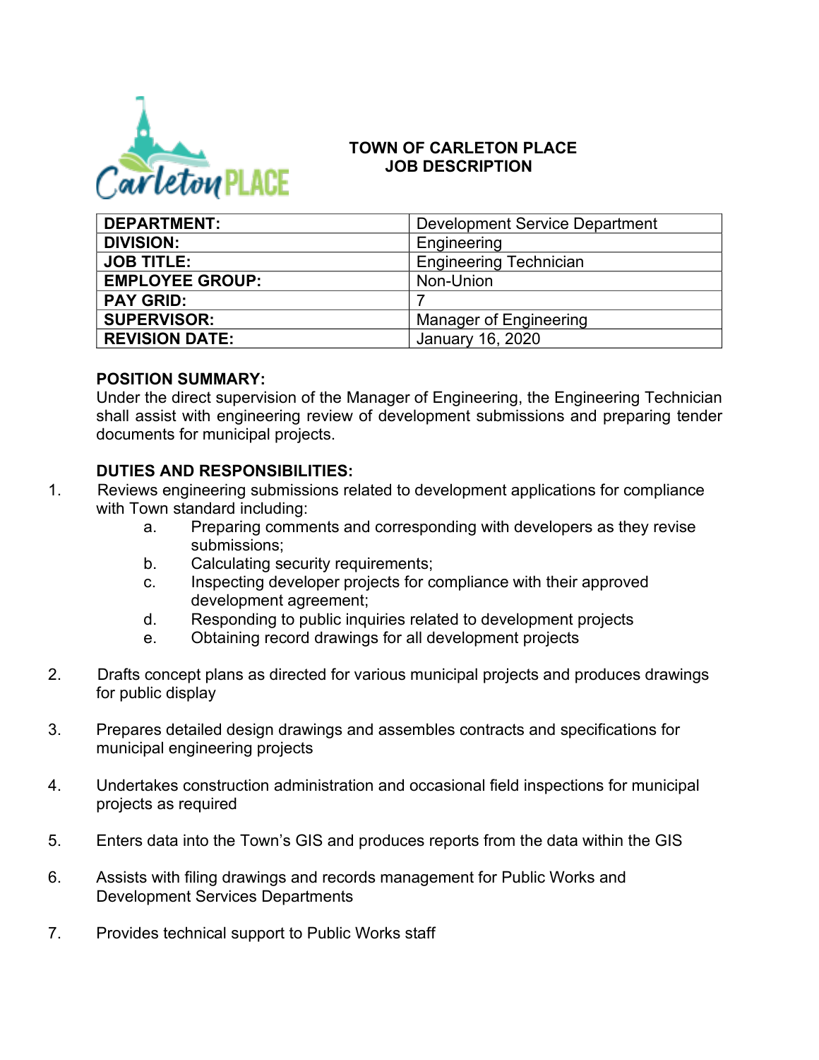**TOWN OF CARLETON PLACE**
**JOB DESCRIPTION**

| **DEPARTMENT:** | Development Service Department |
|---|---|
| **DIVISION:** | Engineering |
| **JOB TITLE:** | Engineering Technician |
| **EMPLOYEE GROUP:** | Non-Union |
| **PAY GRID:** | 7 |
| **SUPERVISOR:** | Manager of Engineering |
| **REVISION DATE:** | January 16, 2020 |

**POSITION SUMMARY:**

Under the direct supervision of the Manager of Engineering, the Engineering Technician shall assist with engineering review of development submissions and preparing tender documents for municipal projects.

**DUTIES AND RESPONSIBILITIES:**

1. Reviews engineering submissions related to development applications for compliance with Town standard including:
   a. Preparing comments and corresponding with developers as they revise submissions;
   b. Calculating security requirements;
   c. Inspecting developer projects for compliance with their approved development agreement;
   d. Responding to public inquiries related to development projects
   e. Obtaining record drawings for all development projects

2. Drafts concept plans as directed for various municipal projects and produces drawings for public display

3. Prepares detailed design drawings and assembles contracts and specifications for municipal engineering projects

4. Undertakes construction administration and occasional field inspections for municipal projects as required

5. Enters data into the Town's GIS and produces reports from the data within the GIS

6. Assists with filing drawings and records management for Public Works and Development Services Departments

7. Provides technical support to Public Works staff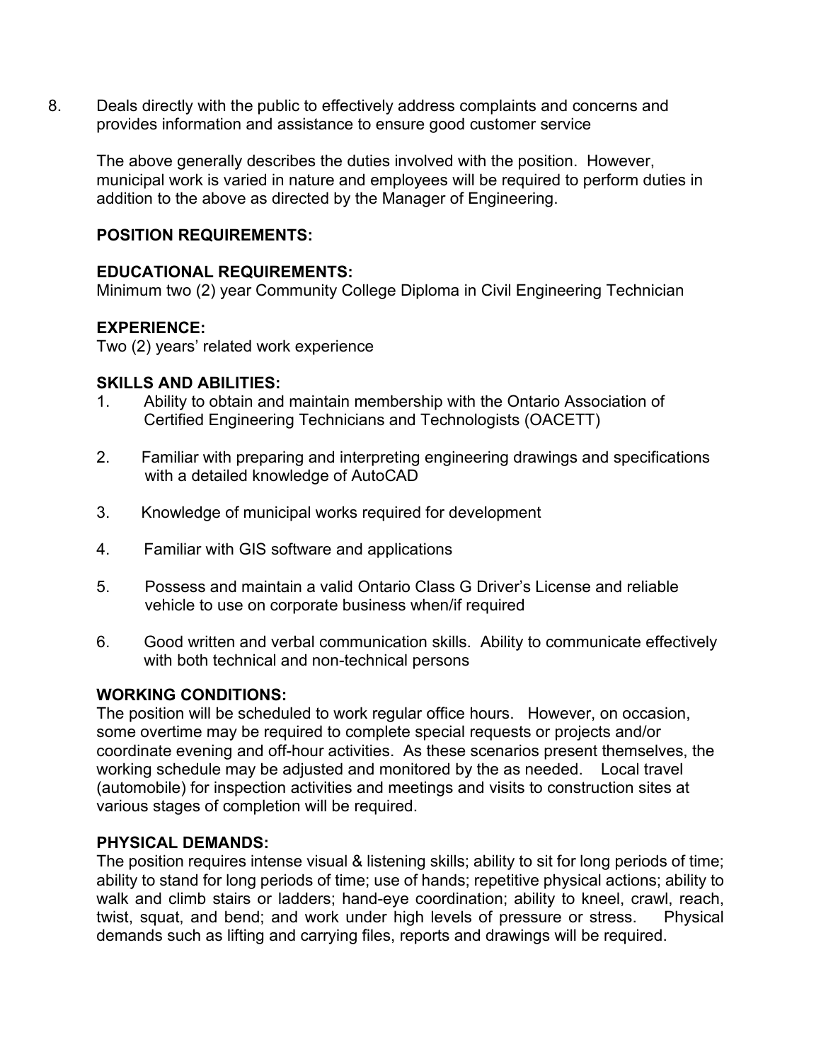8. Deals directly with the public to effectively address complaints and concerns and provides information and assistance to ensure good customer service

   The above generally describes the duties involved with the position. However, municipal work is varied in nature and employees will be required to perform duties in addition to the above as directed by the Manager of Engineering.

**POSITION REQUIREMENTS:**

**EDUCATIONAL REQUIREMENTS:**
Minimum two (2) year Community College Diploma in Civil Engineering Technician

**EXPERIENCE:**
Two (2) years' related work experience

**SKILLS AND ABILITIES:**

1. Ability to obtain and maintain membership with the Ontario Association of Certified Engineering Technicians and Technologists (OACETT)

2. Familiar with preparing and interpreting engineering drawings and specifications with a detailed knowledge of AutoCAD

3. Knowledge of municipal works required for development

4. Familiar with GIS software and applications

5. Possess and maintain a valid Ontario Class G Driver's License and reliable vehicle to use on corporate business when/if required

6. Good written and verbal communication skills. Ability to communicate effectively with both technical and non-technical persons

**WORKING CONDITIONS:**
The position will be scheduled to work regular office hours. However, on occasion, some overtime may be required to complete special requests or projects and/or coordinate evening and off-hour activities. As these scenarios present themselves, the working schedule may be adjusted and monitored by the as needed. Local travel (automobile) for inspection activities and meetings and visits to construction sites at various stages of completion will be required.

**PHYSICAL DEMANDS:**
The position requires intense visual & listening skills; ability to sit for long periods of time; ability to stand for long periods of time; use of hands; repetitive physical actions; ability to walk and climb stairs or ladders; hand-eye coordination; ability to kneel, crawl, reach, twist, squat, and bend; and work under high levels of pressure or stress. Physical demands such as lifting and carrying files, reports and drawings will be required.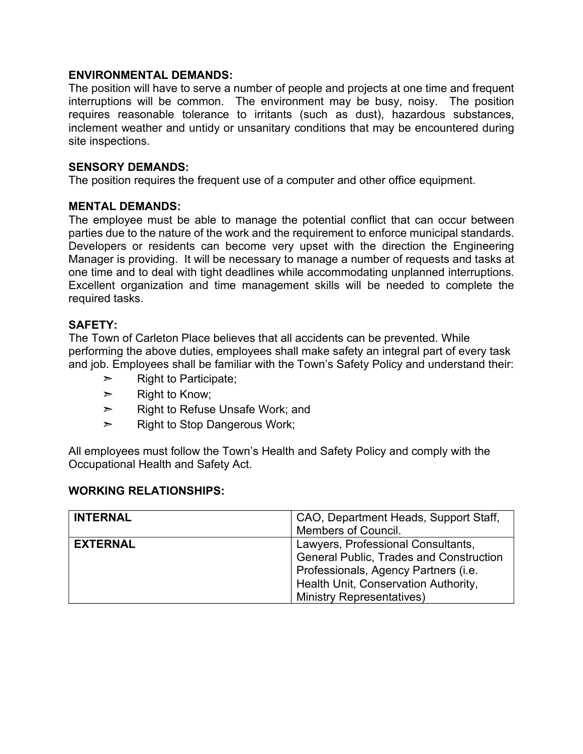**ENVIRONMENTAL DEMANDS:**
The position will have to serve a number of people and projects at one time and frequent interruptions will be common. The environment may be busy, noisy. The position requires reasonable tolerance to irritants (such as dust), hazardous substances, inclement weather and untidy or unsanitary conditions that may be encountered during site inspections.

**SENSORY DEMANDS:**
The position requires the frequent use of a computer and other office equipment.

**MENTAL DEMANDS:**
The employee must be able to manage the potential conflict that can occur between parties due to the nature of the work and the requirement to enforce municipal standards. Developers or residents can become very upset with the direction the Engineering Manager is providing. It will be necessary to manage a number of requests and tasks at one time and to deal with tight deadlines while accommodating unplanned interruptions. Excellent organization and time management skills will be needed to complete the required tasks.

**SAFETY:**
The Town of Carleton Place believes that all accidents can be prevented. While performing the above duties, employees shall make safety an integral part of every task and job. Employees shall be familiar with the Town's Safety Policy and understand their:

- Right to Participate;
- Right to Know;
- Right to Refuse Unsafe Work; and
- Right to Stop Dangerous Work;

All employees must follow the Town's Health and Safety Policy and comply with the Occupational Health and Safety Act.

**WORKING RELATIONSHIPS:**

| | |
|---|---|
| **INTERNAL** | CAO, Department Heads, Support Staff, Members of Council. |
| **EXTERNAL** | Lawyers, Professional Consultants, General Public, Trades and Construction Professionals, Agency Partners (i.e. Health Unit, Conservation Authority, Ministry Representatives) |